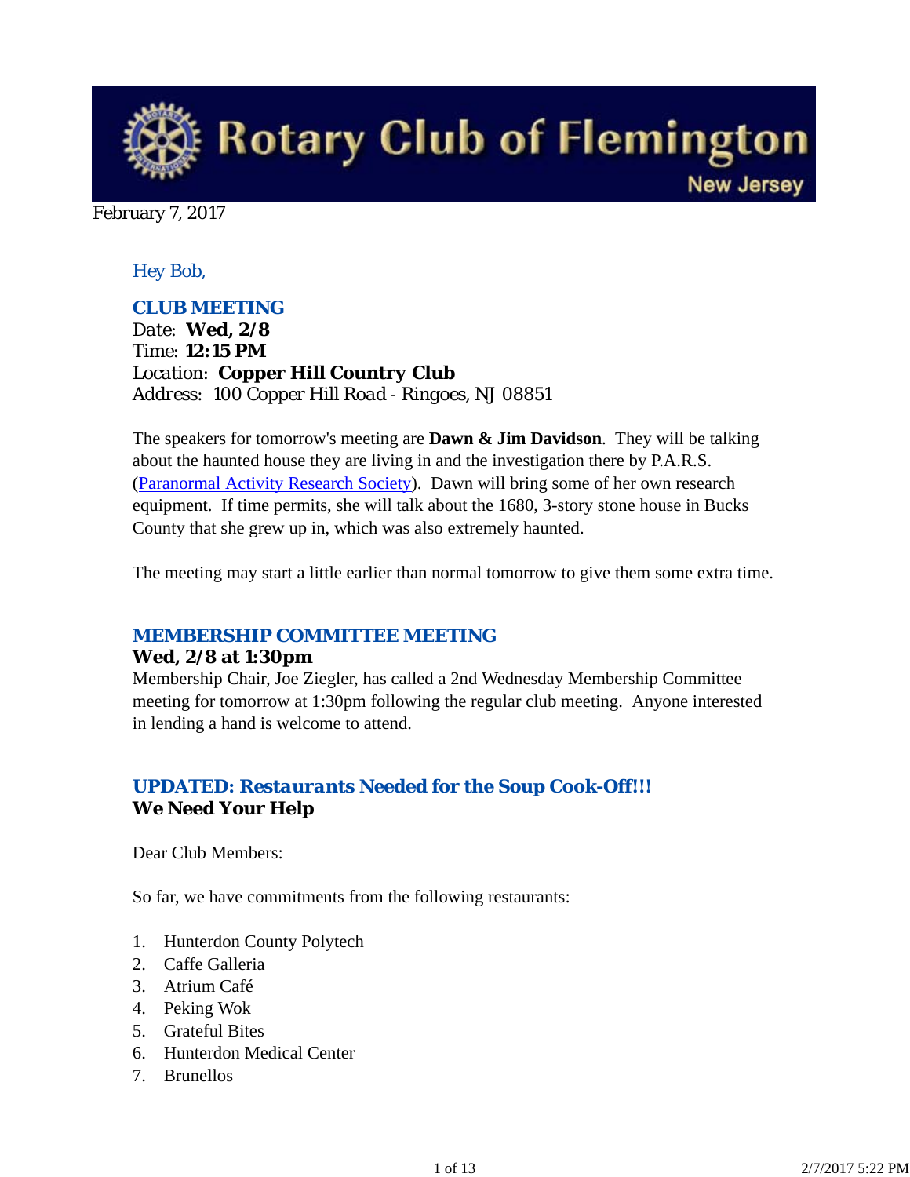# Rotary Club of Flemington
New Jersey

February 7, 2017

*Hey Bob,*

## CLUB MEETING

Date: **Wed, 2/8**
Time: **12:15 PM**
Location: **Copper Hill Country Club**
Address: 100 Copper Hill Road - Ringoes, NJ 08851

The speakers for tomorrow's meeting are **Dawn & Jim Davidson**. They will be talking about the haunted house they are living in and the investigation there by P.A.R.S. (Paranormal Activity Research Society). Dawn will bring some of her own research equipment. If time permits, she will talk about the 1680, 3-story stone house in Bucks County that she grew up in, which was also extremely haunted.

The meeting may start a little earlier than normal tomorrow to give them some extra time.

## MEMBERSHIP COMMITTEE MEETING

**Wed, 2/8 at 1:30pm**

Membership Chair, Joe Ziegler, has called a 2nd Wednesday Membership Committee meeting for tomorrow at 1:30pm following the regular club meeting. Anyone interested in lending a hand is welcome to attend.

## *UPDATED: Restaurants Needed for the Soup Cook-Off!!!*

**We Need Your Help**

Dear Club Members:

So far, we have commitments from the following restaurants:

1. Hunterdon County Polytech
2. Caffe Galleria
3. Atrium Café
4. Peking Wok
5. Grateful Bites
6. Hunterdon Medical Center
7. Brunellos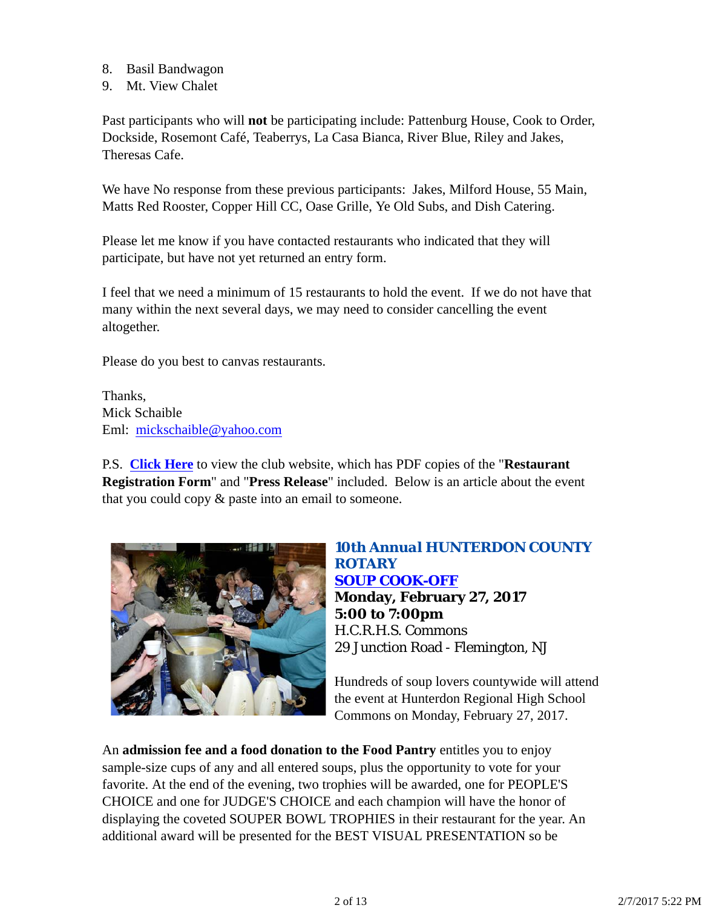8. Basil Bandwagon
9. Mt. View Chalet

Past participants who will **not** be participating include: Pattenburg House, Cook to Order, Dockside, Rosemont Café, Teaberrys, La Casa Bianca, River Blue, Riley and Jakes, Theresas Cafe.

We have No response from these previous participants: Jakes, Milford House, 55 Main, Matts Red Rooster, Copper Hill CC, Oase Grille, Ye Old Subs, and Dish Catering.

Please let me know if you have contacted restaurants who indicated that they will participate, but have not yet returned an entry form.

I feel that we need a minimum of 15 restaurants to hold the event. If we do not have that many within the next several days, we may need to consider cancelling the event altogether.

Please do you best to canvas restaurants.

Thanks,
Mick Schaible
Eml: mickschaible@yahoo.com

P.S. **Click Here** to view the club website, which has PDF copies of the "**Restaurant Registration Form**" and "**Press Release**" included. Below is an article about the event that you could copy & paste into an email to someone.

**10th Annual HUNTERDON COUNTY ROTARY**
**SOUP COOK-OFF**
**Monday, February 27, 2017**
**5:00 to 7:00pm**
H.C.R.H.S. Commons
29 Junction Road - Flemington, NJ

Hundreds of soup lovers countywide will attend the event at Hunterdon Regional High School Commons on Monday, February 27, 2017.

An **admission fee and a food donation to the Food Pantry** entitles you to enjoy sample-size cups of any and all entered soups, plus the opportunity to vote for your favorite. At the end of the evening, two trophies will be awarded, one for PEOPLE'S CHOICE and one for JUDGE'S CHOICE and each champion will have the honor of displaying the coveted SOUPER BOWL TROPHIES in their restaurant for the year. An additional award will be presented for the BEST VISUAL PRESENTATION so be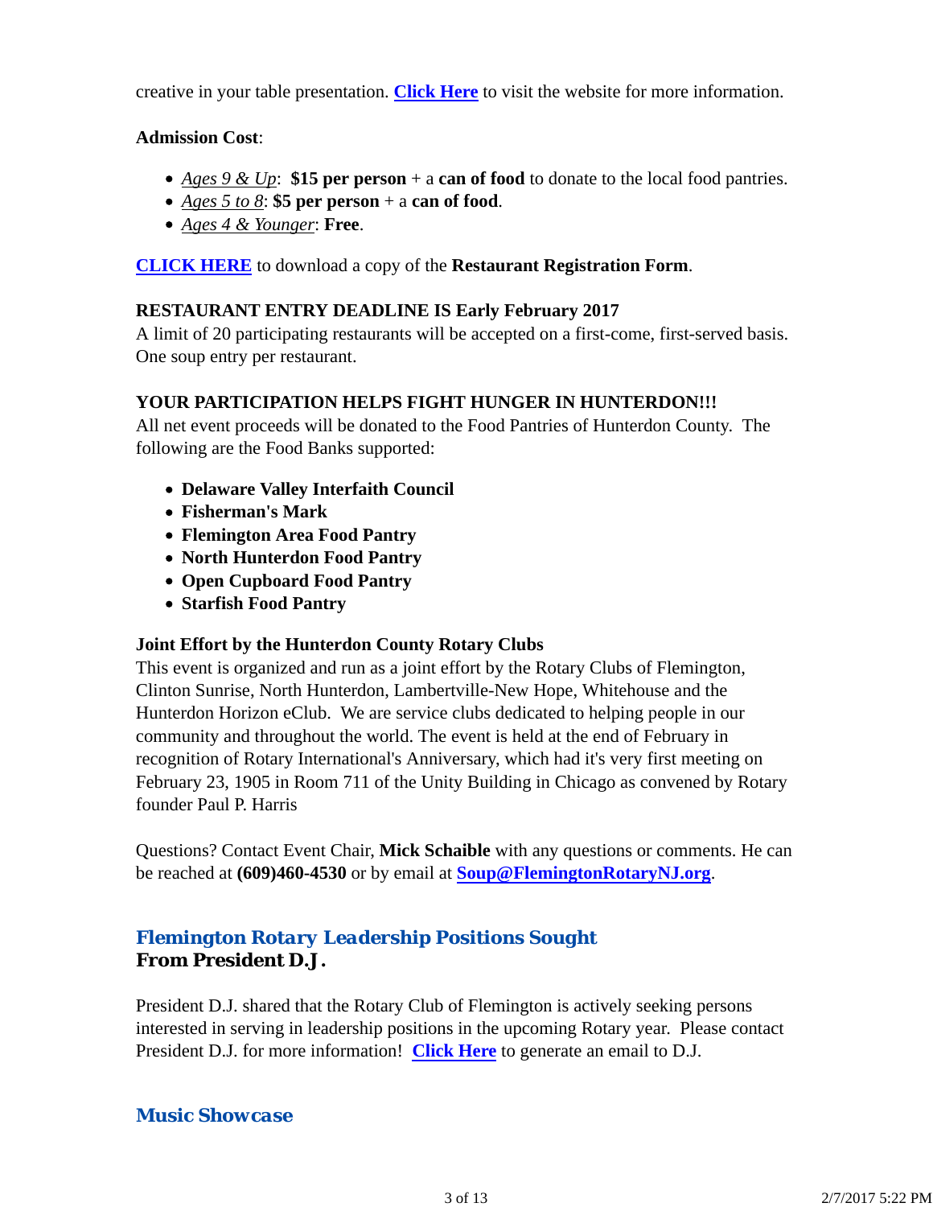creative in your table presentation. **Click Here** to visit the website for more information.

**Admission Cost**:

- *Ages 9 & Up*: **$15 per person** + a **can of food** to donate to the local food pantries.
- *Ages 5 to 8*: **$5 per person** + a **can of food**.
- *Ages 4 & Younger*: **Free**.

**CLICK HERE** to download a copy of the **Restaurant Registration Form**.

**RESTAURANT ENTRY DEADLINE IS Early February 2017**
A limit of 20 participating restaurants will be accepted on a first-come, first-served basis. One soup entry per restaurant.

**YOUR PARTICIPATION HELPS FIGHT HUNGER IN HUNTERDON!!!**
All net event proceeds will be donated to the Food Pantries of Hunterdon County. The following are the Food Banks supported:

- **Delaware Valley Interfaith Council**
- **Fisherman's Mark**
- **Flemington Area Food Pantry**
- **North Hunterdon Food Pantry**
- **Open Cupboard Food Pantry**
- **Starfish Food Pantry**

**Joint Effort by the Hunterdon County Rotary Clubs**
This event is organized and run as a joint effort by the Rotary Clubs of Flemington, Clinton Sunrise, North Hunterdon, Lambertville-New Hope, Whitehouse and the Hunterdon Horizon eClub. We are service clubs dedicated to helping people in our community and throughout the world. The event is held at the end of February in recognition of Rotary International's Anniversary, which had it's very first meeting on February 23, 1905 in Room 711 of the Unity Building in Chicago as convened by Rotary founder Paul P. Harris

Questions? Contact Event Chair, **Mick Schaible** with any questions or comments. He can be reached at **(609)460-4530** or by email at **Soup@FlemingtonRotaryNJ.org**.

## Flemington Rotary Leadership Positions Sought

**From President D.J.**

President D.J. shared that the Rotary Club of Flemington is actively seeking persons interested in serving in leadership positions in the upcoming Rotary year. Please contact President D.J. for more information! **Click Here** to generate an email to D.J.

## Music Showcase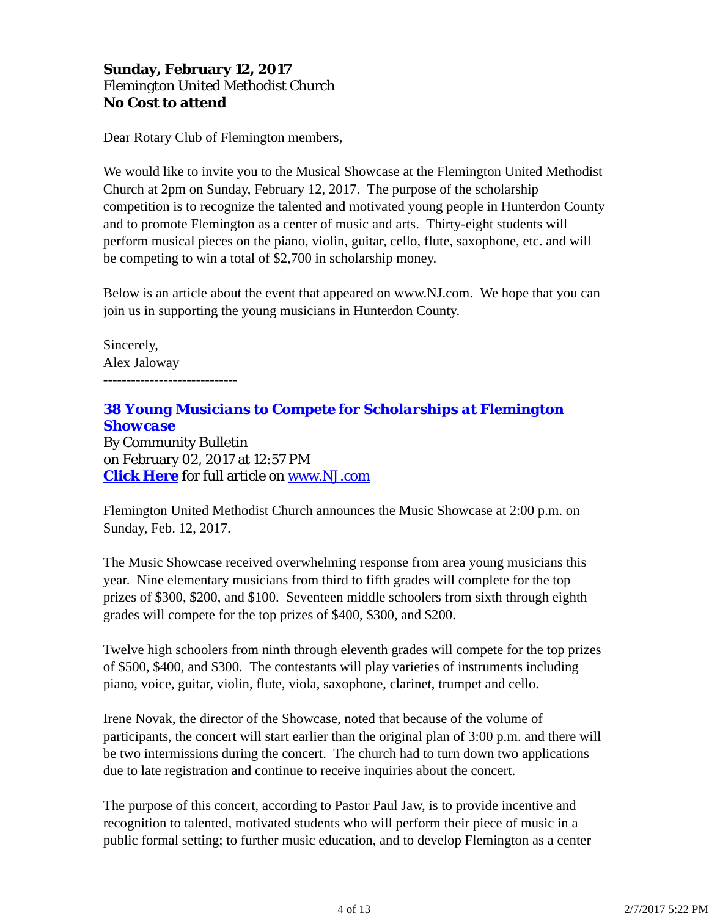**Sunday, February 12, 2017**
Flemington United Methodist Church
**No Cost to attend**

Dear Rotary Club of Flemington members,

We would like to invite you to the Musical Showcase at the Flemington United Methodist Church at 2pm on Sunday, February 12, 2017. The purpose of the scholarship competition is to recognize the talented and motivated young people in Hunterdon County and to promote Flemington as a center of music and arts. Thirty-eight students will perform musical pieces on the piano, violin, guitar, cello, flute, saxophone, etc. and will be competing to win a total of $2,700 in scholarship money.

Below is an article about the event that appeared on www.NJ.com. We hope that you can join us in supporting the young musicians in Hunterdon County.

Sincerely,
Alex Jaloway
-----------------------------

### ***38 Young Musicians to Compete for Scholarships at Flemington Showcase***

By Community Bulletin
on February 02, 2017 at 12:57 PM
**Click Here** for full article on www.NJ.com

Flemington United Methodist Church announces the Music Showcase at 2:00 p.m. on Sunday, Feb. 12, 2017.

The Music Showcase received overwhelming response from area young musicians this year. Nine elementary musicians from third to fifth grades will complete for the top prizes of $300, $200, and $100. Seventeen middle schoolers from sixth through eighth grades will compete for the top prizes of $400, $300, and $200.

Twelve high schoolers from ninth through eleventh grades will compete for the top prizes of $500, $400, and $300. The contestants will play varieties of instruments including piano, voice, guitar, violin, flute, viola, saxophone, clarinet, trumpet and cello.

Irene Novak, the director of the Showcase, noted that because of the volume of participants, the concert will start earlier than the original plan of 3:00 p.m. and there will be two intermissions during the concert. The church had to turn down two applications due to late registration and continue to receive inquiries about the concert.

The purpose of this concert, according to Pastor Paul Jaw, is to provide incentive and recognition to talented, motivated students who will perform their piece of music in a public formal setting; to further music education, and to develop Flemington as a center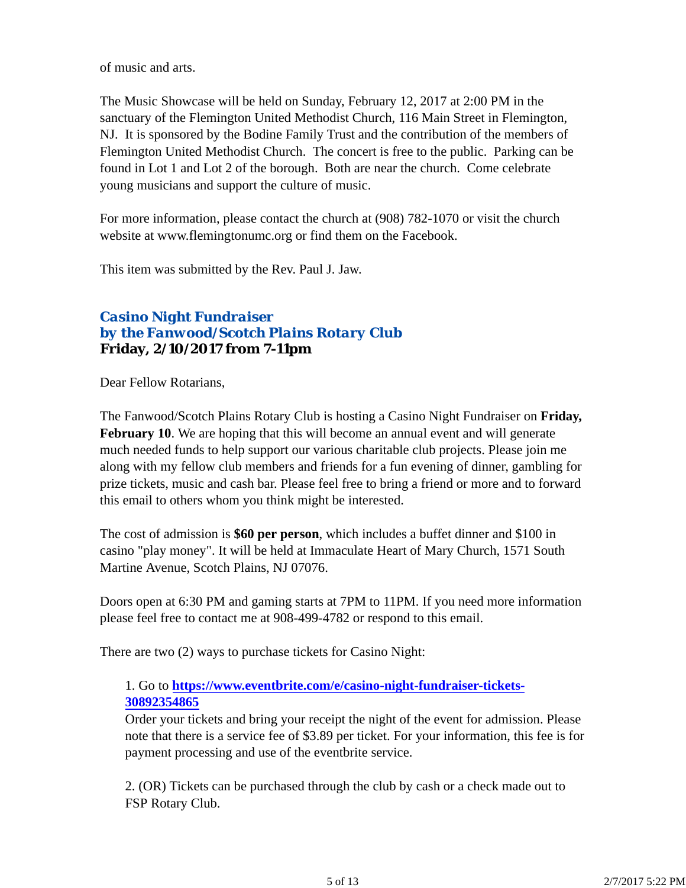of music and arts.

The Music Showcase will be held on Sunday, February 12, 2017 at 2:00 PM in the sanctuary of the Flemington United Methodist Church, 116 Main Street in Flemington, NJ. It is sponsored by the Bodine Family Trust and the contribution of the members of Flemington United Methodist Church. The concert is free to the public. Parking can be found in Lot 1 and Lot 2 of the borough. Both are near the church. Come celebrate young musicians and support the culture of music.

For more information, please contact the church at (908) 782-1070 or visit the church website at www.flemingtonumc.org or find them on the Facebook.

This item was submitted by the Rev. Paul J. Jaw.

### *Casino Night Fundraiser*
### *by the Fanwood/Scotch Plains Rotary Club*
**Friday, 2/10/2017 from 7-11pm**

Dear Fellow Rotarians,

The Fanwood/Scotch Plains Rotary Club is hosting a Casino Night Fundraiser on **Friday, February 10**. We are hoping that this will become an annual event and will generate much needed funds to help support our various charitable club projects. Please join me along with my fellow club members and friends for a fun evening of dinner, gambling for prize tickets, music and cash bar. Please feel free to bring a friend or more and to forward this email to others whom you think might be interested.

The cost of admission is **$60 per person**, which includes a buffet dinner and $100 in casino "play money". It will be held at Immaculate Heart of Mary Church, 1571 South Martine Avenue, Scotch Plains, NJ 07076.

Doors open at 6:30 PM and gaming starts at 7PM to 11PM. If you need more information please feel free to contact me at 908-499-4782 or respond to this email.

There are two (2) ways to purchase tickets for Casino Night:

1. Go to **https://www.eventbrite.com/e/casino-night-fundraiser-tickets-30892354865**
   Order your tickets and bring your receipt the night of the event for admission. Please note that there is a service fee of $3.89 per ticket. For your information, this fee is for payment processing and use of the eventbrite service.

2. (OR) Tickets can be purchased through the club by cash or a check made out to FSP Rotary Club.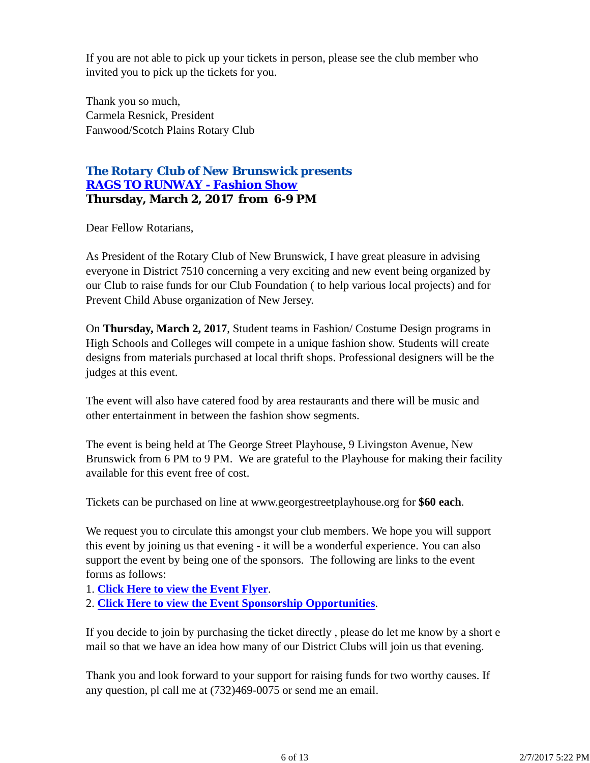If you are not able to pick up your tickets in person, please see the club member who invited you to pick up the tickets for you.

Thank you so much,
Carmela Resnick, President
Fanwood/Scotch Plains Rotary Club

### *The Rotary Club of New Brunswick presents*
### *RAGS TO RUNWAY - Fashion Show*
### Thursday, March 2, 2017 from 6-9 PM

Dear Fellow Rotarians,

As President of the Rotary Club of New Brunswick, I have great pleasure in advising everyone in District 7510 concerning a very exciting and new event being organized by our Club to raise funds for our Club Foundation ( to help various local projects) and for Prevent Child Abuse organization of New Jersey.

On **Thursday, March 2, 2017**, Student teams in Fashion/ Costume Design programs in High Schools and Colleges will compete in a unique fashion show. Students will create designs from materials purchased at local thrift shops. Professional designers will be the judges at this event.

The event will also have catered food by area restaurants and there will be music and other entertainment in between the fashion show segments.

The event is being held at The George Street Playhouse, 9 Livingston Avenue, New Brunswick from 6 PM to 9 PM. We are grateful to the Playhouse for making their facility available for this event free of cost.

Tickets can be purchased on line at www.georgestreetplayhouse.org for **$60 each**.

We request you to circulate this amongst your club members. We hope you will support this event by joining us that evening - it will be a wonderful experience. You can also support the event by being one of the sponsors. The following are links to the event forms as follows:
1. **Click Here to view the Event Flyer**.
2. **Click Here to view the Event Sponsorship Opportunities**.

If you decide to join by purchasing the ticket directly , please do let me know by a short e mail so that we have an idea how many of our District Clubs will join us that evening.

Thank you and look forward to your support for raising funds for two worthy causes. If any question, pl call me at (732)469-0075 or send me an email.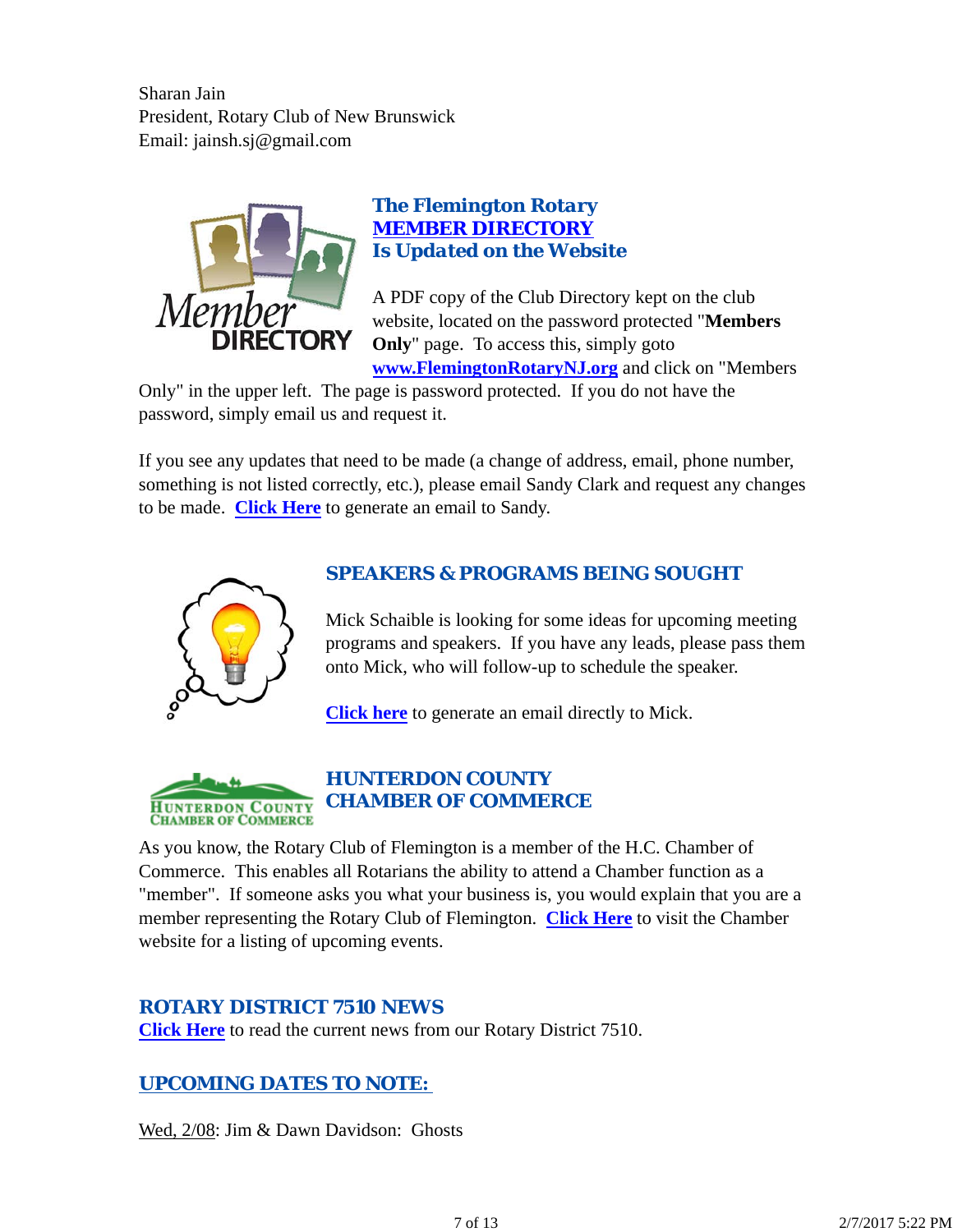Sharan Jain
President, Rotary Club of New Brunswick
Email: jainsh.sj@gmail.com

### The Flemington Rotary MEMBER DIRECTORY Is Updated on the Website

A PDF copy of the Club Directory kept on the club website, located on the password protected "**Members Only**" page. To access this, simply goto **www.FlemingtonRotaryNJ.org** and click on "Members Only" in the upper left. The page is password protected. If you do not have the password, simply email us and request it.

If you see any updates that need to be made (a change of address, email, phone number, something is not listed correctly, etc.), please email Sandy Clark and request any changes to be made. **Click Here** to generate an email to Sandy.

### SPEAKERS & PROGRAMS BEING SOUGHT

Mick Schaible is looking for some ideas for upcoming meeting programs and speakers. If you have any leads, please pass them onto Mick, who will follow-up to schedule the speaker.

**Click here** to generate an email directly to Mick.

### HUNTERDON COUNTY CHAMBER OF COMMERCE

As you know, the Rotary Club of Flemington is a member of the H.C. Chamber of Commerce. This enables all Rotarians the ability to attend a Chamber function as a "member". If someone asks you what your business is, you would explain that you are a member representing the Rotary Club of Flemington. **Click Here** to visit the Chamber website for a listing of upcoming events.

### ROTARY DISTRICT 7510 NEWS

**Click Here** to read the current news from our Rotary District 7510.

### UPCOMING DATES TO NOTE:

Wed, 2/08: Jim & Dawn Davidson: Ghosts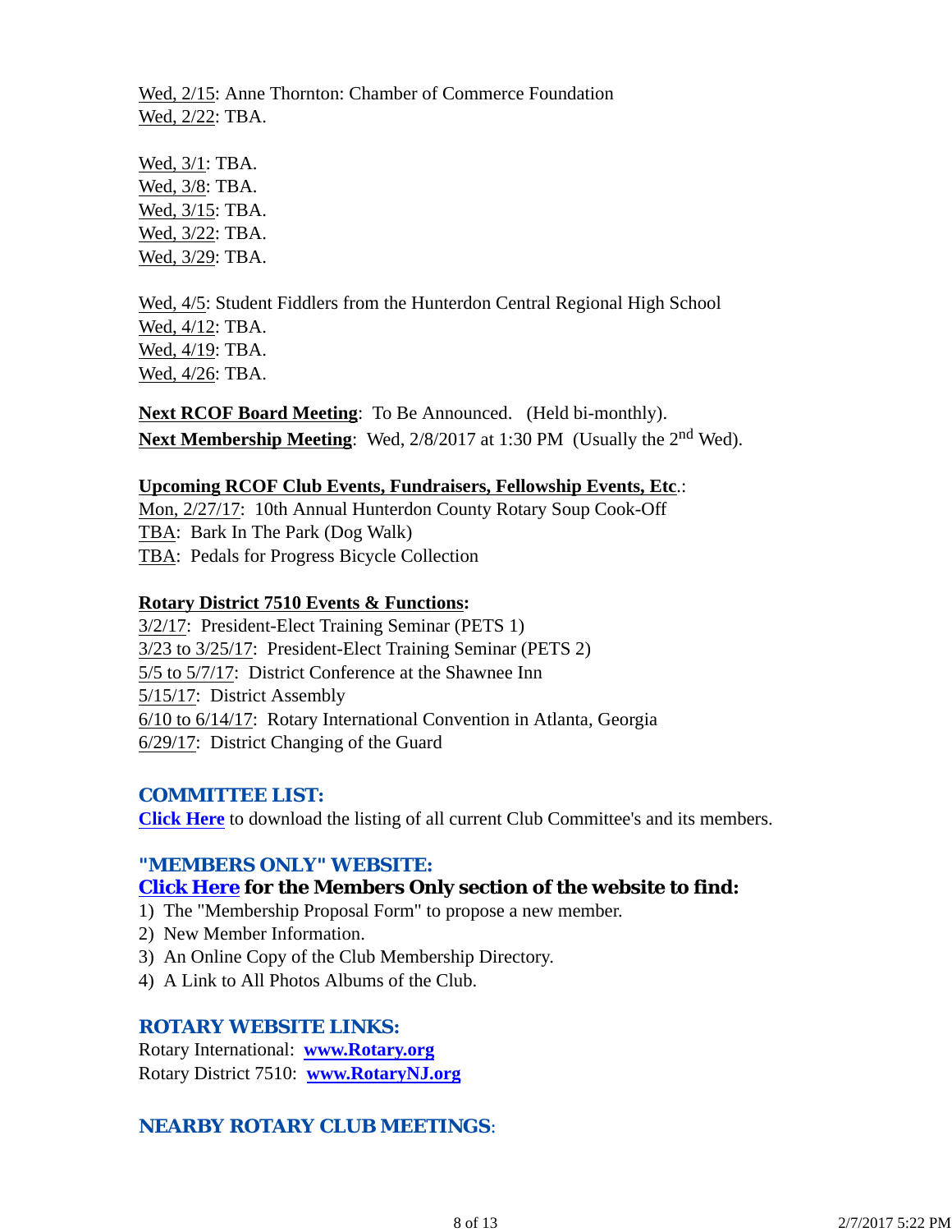Wed, 2/15: Anne Thornton: Chamber of Commerce Foundation
Wed, 2/22: TBA.

Wed, 3/1: TBA.
Wed, 3/8: TBA.
Wed, 3/15: TBA.
Wed, 3/22: TBA.
Wed, 3/29: TBA.

Wed, 4/5: Student Fiddlers from the Hunterdon Central Regional High School
Wed, 4/12: TBA.
Wed, 4/19: TBA.
Wed, 4/26: TBA.

**Next RCOF Board Meeting**: To Be Announced. (Held bi-monthly).
**Next Membership Meeting**: Wed, 2/8/2017 at 1:30 PM (Usually the 2nd Wed).

**Upcoming RCOF Club Events, Fundraisers, Fellowship Events, Etc**.:
Mon, 2/27/17: 10th Annual Hunterdon County Rotary Soup Cook-Off
TBA: Bark In The Park (Dog Walk)
TBA: Pedals for Progress Bicycle Collection

**Rotary District 7510 Events & Functions:**
3/2/17: President-Elect Training Seminar (PETS 1)
3/23 to 3/25/17: President-Elect Training Seminar (PETS 2)
5/5 to 5/7/17: District Conference at the Shawnee Inn
5/15/17: District Assembly
6/10 to 6/14/17: Rotary International Convention in Atlanta, Georgia
6/29/17: District Changing of the Guard

## COMMITTEE LIST:

**Click Here** to download the listing of all current Club Committee's and its members.

## "MEMBERS ONLY" WEBSITE:

**Click Here for the Members Only section of the website to find:**

1) The "Membership Proposal Form" to propose a new member.
2) New Member Information.
3) An Online Copy of the Club Membership Directory.
4) A Link to All Photos Albums of the Club.

## ROTARY WEBSITE LINKS:

Rotary International: **www.Rotary.org**
Rotary District 7510: **www.RotaryNJ.org**

## NEARBY ROTARY CLUB MEETINGS: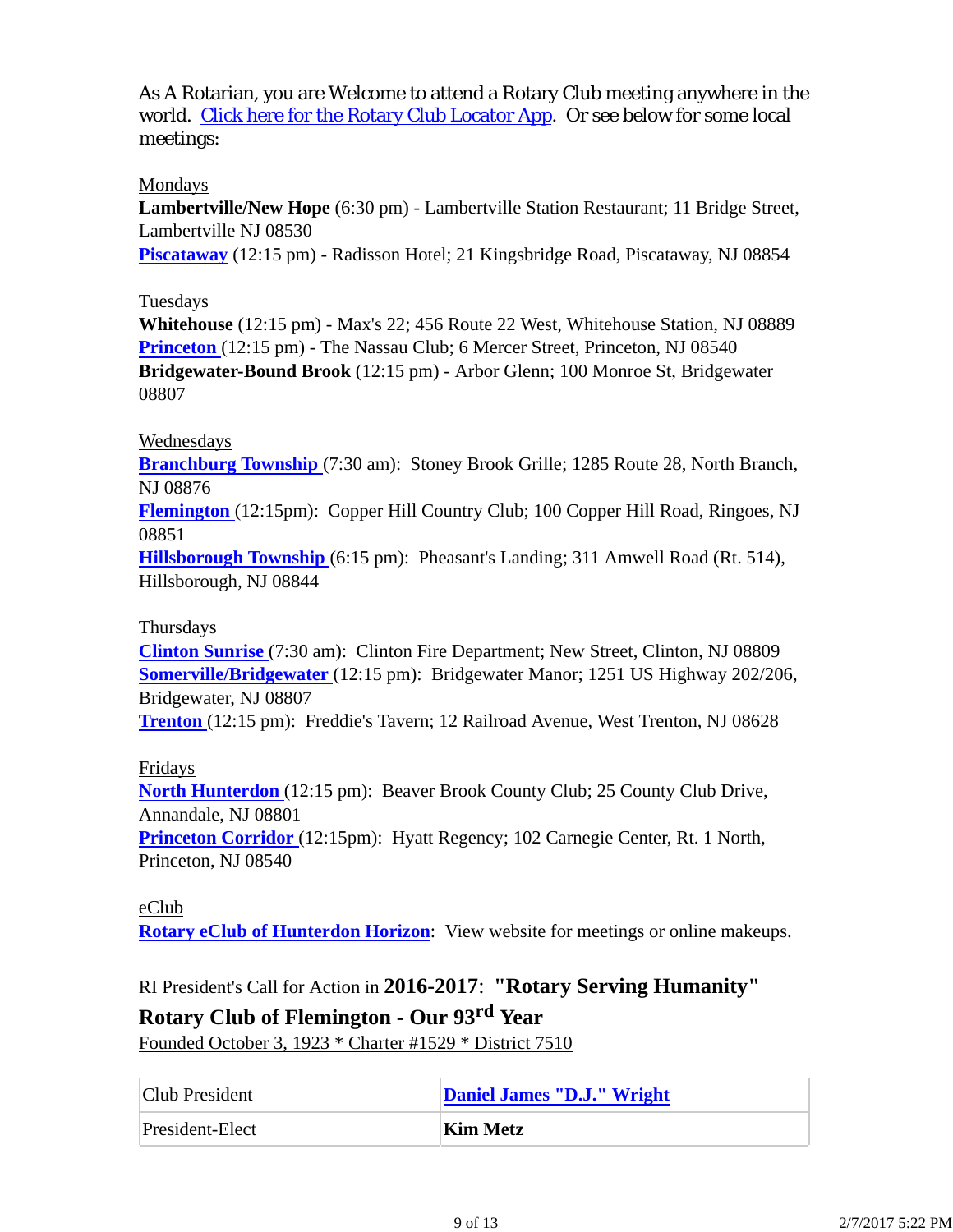As A Rotarian, you are Welcome to attend a Rotary Club meeting anywhere in the world. Click here for the Rotary Club Locator App. Or see below for some local meetings:

Mondays

**Lambertville/New Hope** (6:30 pm) - Lambertville Station Restaurant; 11 Bridge Street, Lambertville NJ 08530
**Piscataway** (12:15 pm) - Radisson Hotel; 21 Kingsbridge Road, Piscataway, NJ 08854

Tuesdays

**Whitehouse** (12:15 pm) - Max's 22; 456 Route 22 West, Whitehouse Station, NJ 08889
**Princeton** (12:15 pm) - The Nassau Club; 6 Mercer Street, Princeton, NJ 08540
**Bridgewater-Bound Brook** (12:15 pm) - Arbor Glenn; 100 Monroe St, Bridgewater 08807

Wednesdays

**Branchburg Township** (7:30 am): Stoney Brook Grille; 1285 Route 28, North Branch, NJ 08876
**Flemington** (12:15pm): Copper Hill Country Club; 100 Copper Hill Road, Ringoes, NJ 08851
**Hillsborough Township** (6:15 pm): Pheasant's Landing; 311 Amwell Road (Rt. 514), Hillsborough, NJ 08844

Thursdays

**Clinton Sunrise** (7:30 am): Clinton Fire Department; New Street, Clinton, NJ 08809
**Somerville/Bridgewater** (12:15 pm): Bridgewater Manor; 1251 US Highway 202/206, Bridgewater, NJ 08807
**Trenton** (12:15 pm): Freddie's Tavern; 12 Railroad Avenue, West Trenton, NJ 08628

Fridays

**North Hunterdon** (12:15 pm): Beaver Brook County Club; 25 County Club Drive, Annandale, NJ 08801
**Princeton Corridor** (12:15pm): Hyatt Regency; 102 Carnegie Center, Rt. 1 North, Princeton, NJ 08540

eClub

**Rotary eClub of Hunterdon Horizon**: View website for meetings or online makeups.

RI President's Call for Action in **2016-2017**: **"Rotary Serving Humanity"**

**Rotary Club of Flemington - Our 93rd Year**

Founded October 3, 1923 * Charter #1529 * District 7510

| Club President | **Daniel James "D.J." Wright** |
|---|---|
| President-Elect | **Kim Metz** |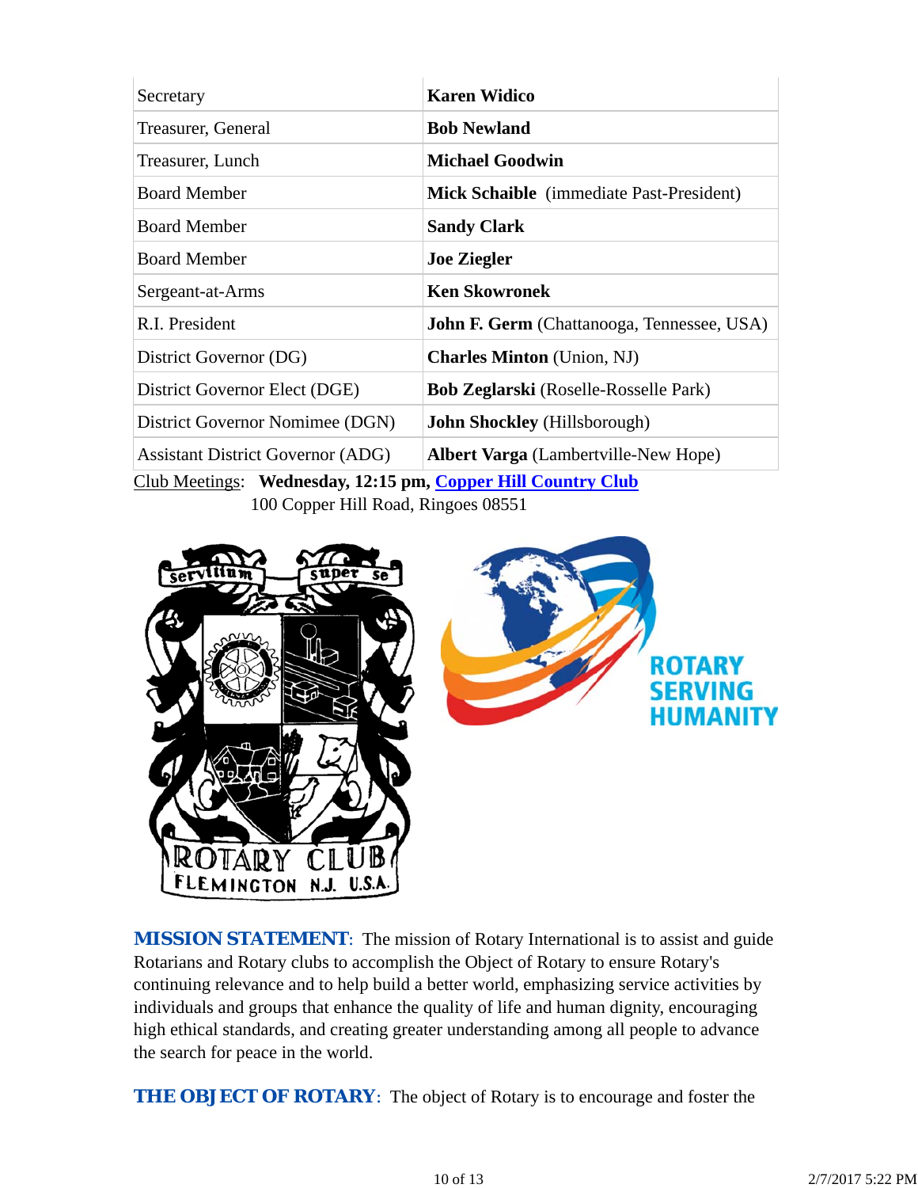| Secretary | **Karen Widico** |
|---|---|
| Treasurer, General | **Bob Newland** |
| Treasurer, Lunch | **Michael Goodwin** |
| Board Member | **Mick Schaible** (immediate Past-President) |
| Board Member | **Sandy Clark** |
| Board Member | **Joe Ziegler** |
| Sergeant-at-Arms | **Ken Skowronek** |
| R.I. President | **John F. Germ** (Chattanooga, Tennessee, USA) |
| District Governor (DG) | **Charles Minton** (Union, NJ) |
| District Governor Elect (DGE) | **Bob Zeglarski** (Roselle-Rosselle Park) |
| District Governor Nomimee (DGN) | **John Shockley** (Hillsborough) |
| Assistant District Governor (ADG) | **Albert Varga** (Lambertville-New Hope) |

Club Meetings: **Wednesday, 12:15 pm, Copper Hill Country Club**
100 Copper Hill Road, Ringoes 08551

**MISSION STATEMENT**: The mission of Rotary International is to assist and guide Rotarians and Rotary clubs to accomplish the Object of Rotary to ensure Rotary's continuing relevance and to help build a better world, emphasizing service activities by individuals and groups that enhance the quality of life and human dignity, encouraging high ethical standards, and creating greater understanding among all people to advance the search for peace in the world.

**THE OBJECT OF ROTARY**: The object of Rotary is to encourage and foster the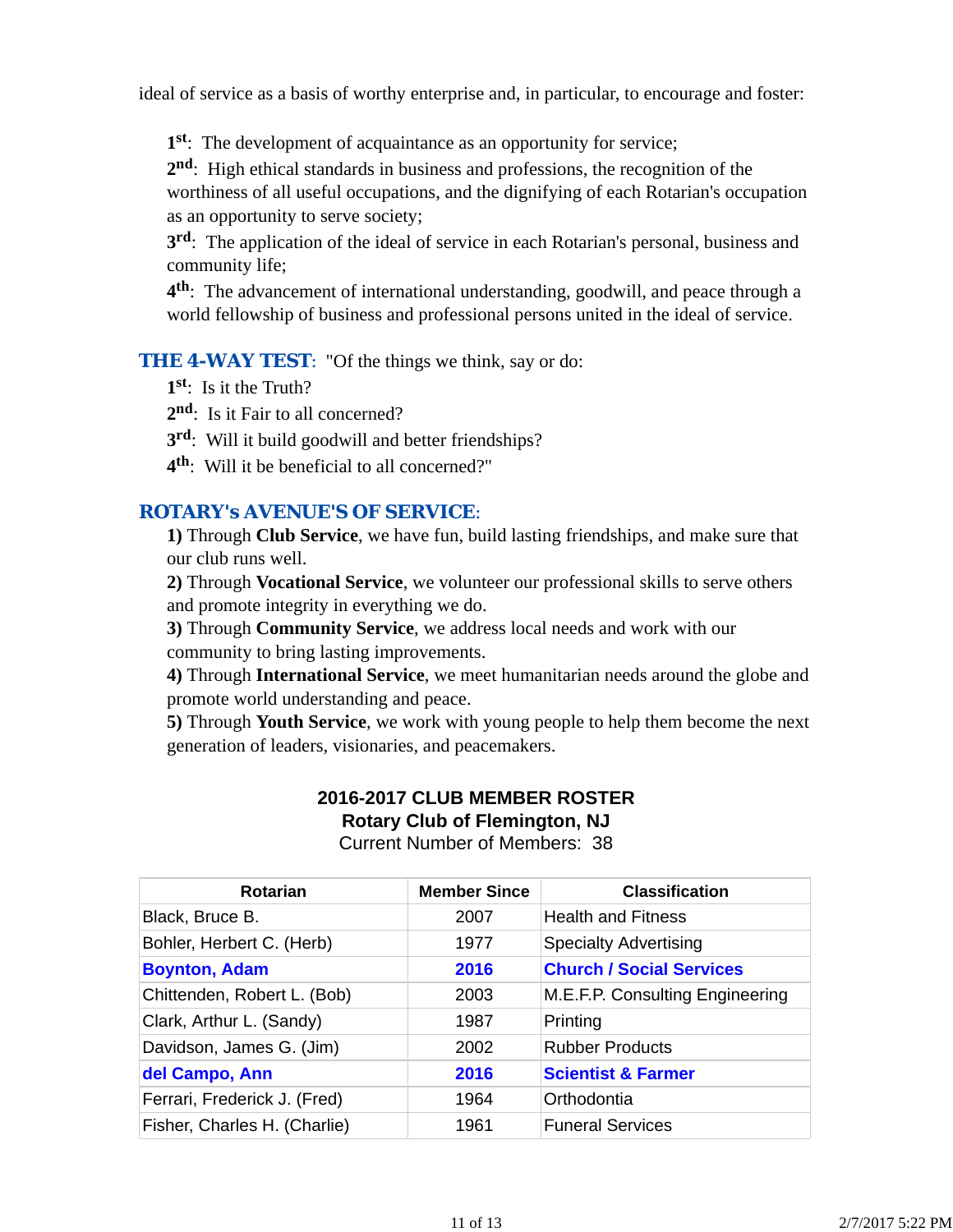ideal of service as a basis of worthy enterprise and, in particular, to encourage and foster:

**1st**: The development of acquaintance as an opportunity for service;
**2nd**: High ethical standards in business and professions, the recognition of the worthiness of all useful occupations, and the dignifying of each Rotarian's occupation as an opportunity to serve society;
**3rd**: The application of the ideal of service in each Rotarian's personal, business and community life;
**4th**: The advancement of international understanding, goodwill, and peace through a world fellowship of business and professional persons united in the ideal of service.

**THE 4-WAY TEST**: "Of the things we think, say or do:
**1st**: Is it the Truth?
**2nd**: Is it Fair to all concerned?
**3rd**: Will it build goodwill and better friendships?
**4th**: Will it be beneficial to all concerned?"

**ROTARY's AVENUE'S OF SERVICE**:
**1)** Through **Club Service**, we have fun, build lasting friendships, and make sure that our club runs well.
**2)** Through **Vocational Service**, we volunteer our professional skills to serve others and promote integrity in everything we do.
**3)** Through **Community Service**, we address local needs and work with our community to bring lasting improvements.
**4)** Through **International Service**, we meet humanitarian needs around the globe and promote world understanding and peace.
**5)** Through **Youth Service**, we work with young people to help them become the next generation of leaders, visionaries, and peacemakers.

**2016-2017 CLUB MEMBER ROSTER**
**Rotary Club of Flemington, NJ**
Current Number of Members: 38

| Rotarian | Member Since | Classification |
|---|---|---|
| Black, Bruce B. | 2007 | Health and Fitness |
| Bohler, Herbert C. (Herb) | 1977 | Specialty Advertising |
| **Boynton, Adam** | **2016** | **Church / Social Services** |
| Chittenden, Robert L. (Bob) | 2003 | M.E.F.P. Consulting Engineering |
| Clark, Arthur L. (Sandy) | 1987 | Printing |
| Davidson, James G. (Jim) | 2002 | Rubber Products |
| **del Campo, Ann** | **2016** | **Scientist & Farmer** |
| Ferrari, Frederick J. (Fred) | 1964 | Orthodontia |
| Fisher, Charles H. (Charlie) | 1961 | Funeral Services |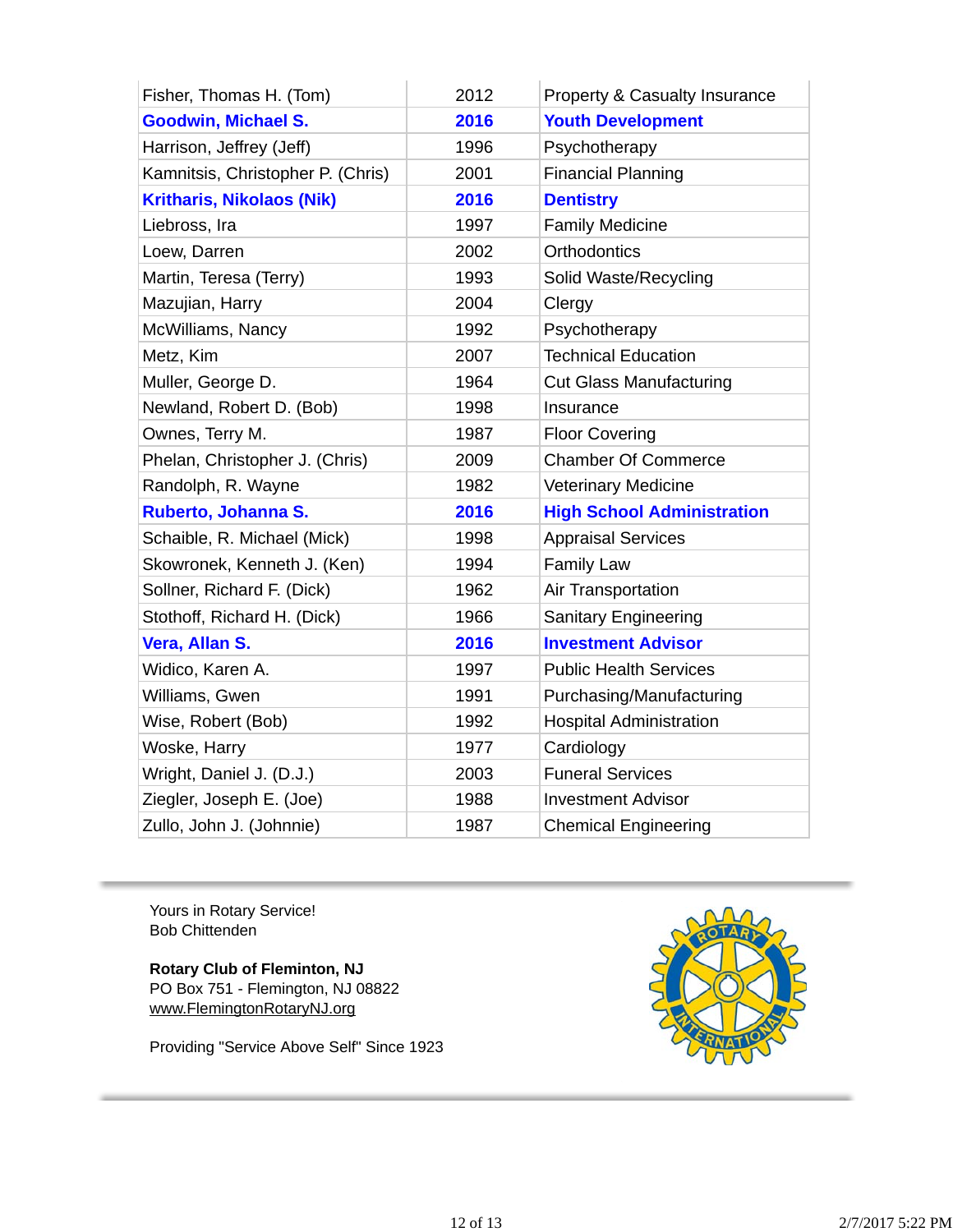| | | |
|---|---|---|
| Fisher, Thomas H. (Tom) | 2012 | Property & Casualty Insurance |
| **Goodwin, Michael S.** | **2016** | **Youth Development** |
| Harrison, Jeffrey (Jeff) | 1996 | Psychotherapy |
| Kamnitsis, Christopher P. (Chris) | 2001 | Financial Planning |
| **Kritharis, Nikolaos (Nik)** | **2016** | **Dentistry** |
| Liebross, Ira | 1997 | Family Medicine |
| Loew, Darren | 2002 | Orthodontics |
| Martin, Teresa (Terry) | 1993 | Solid Waste/Recycling |
| Mazujian, Harry | 2004 | Clergy |
| McWilliams, Nancy | 1992 | Psychotherapy |
| Metz, Kim | 2007 | Technical Education |
| Muller, George D. | 1964 | Cut Glass Manufacturing |
| Newland, Robert D. (Bob) | 1998 | Insurance |
| Ownes, Terry M. | 1987 | Floor Covering |
| Phelan, Christopher J. (Chris) | 2009 | Chamber Of Commerce |
| Randolph, R. Wayne | 1982 | Veterinary Medicine |
| **Ruberto, Johanna S.** | **2016** | **High School Administration** |
| Schaible, R. Michael (Mick) | 1998 | Appraisal Services |
| Skowronek, Kenneth J. (Ken) | 1994 | Family Law |
| Sollner, Richard F. (Dick) | 1962 | Air Transportation |
| Stothoff, Richard H. (Dick) | 1966 | Sanitary Engineering |
| **Vera, Allan S.** | **2016** | **Investment Advisor** |
| Widico, Karen A. | 1997 | Public Health Services |
| Williams, Gwen | 1991 | Purchasing/Manufacturing |
| Wise, Robert (Bob) | 1992 | Hospital Administration |
| Woske, Harry | 1977 | Cardiology |
| Wright, Daniel J. (D.J.) | 2003 | Funeral Services |
| Ziegler, Joseph E. (Joe) | 1988 | Investment Advisor |
| Zullo, John J. (Johnnie) | 1987 | Chemical Engineering |

---

Yours in Rotary Service!
Bob Chittenden

**Rotary Club of Fleminton, NJ**
PO Box 751 - Flemington, NJ 08822
www.FlemingtonRotaryNJ.org

Providing "Service Above Self" Since 1923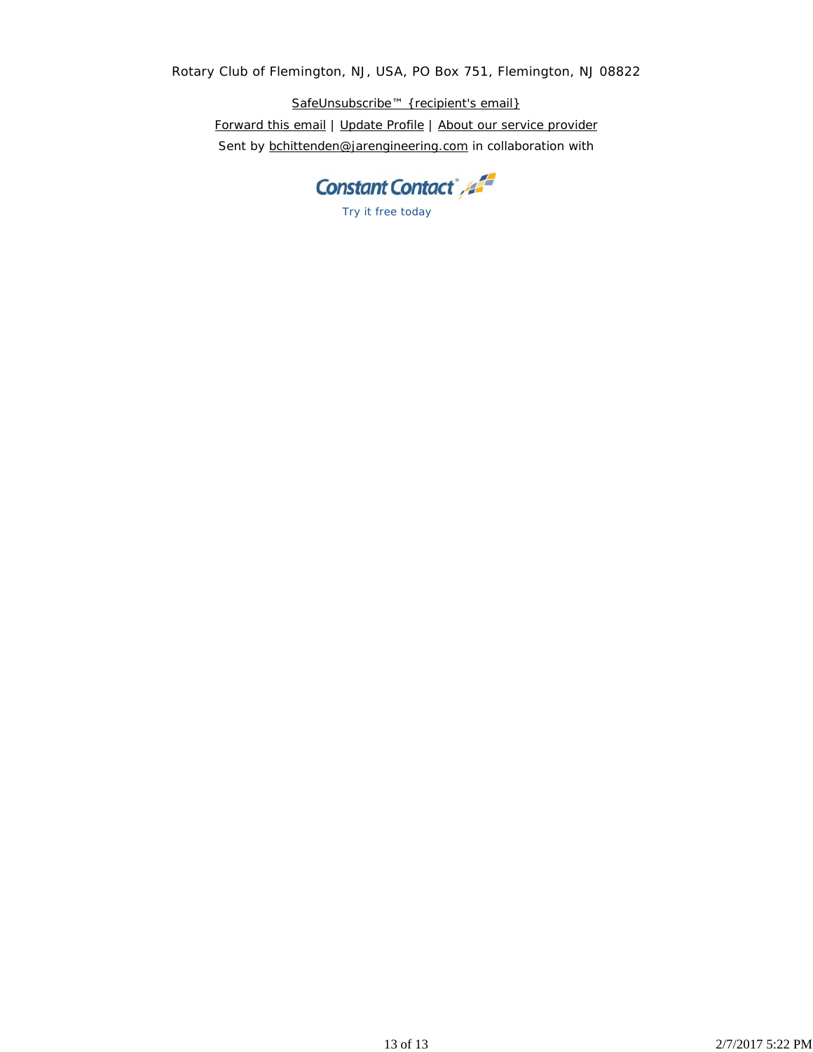Rotary Club of Flemington, NJ, USA, PO Box 751, Flemington, NJ 08822

SafeUnsubscribe™ {recipient's email}

Forward this email | Update Profile | About our service provider

Sent by bchittenden@jarengineering.com in collaboration with

Constant Contact

Try it free today